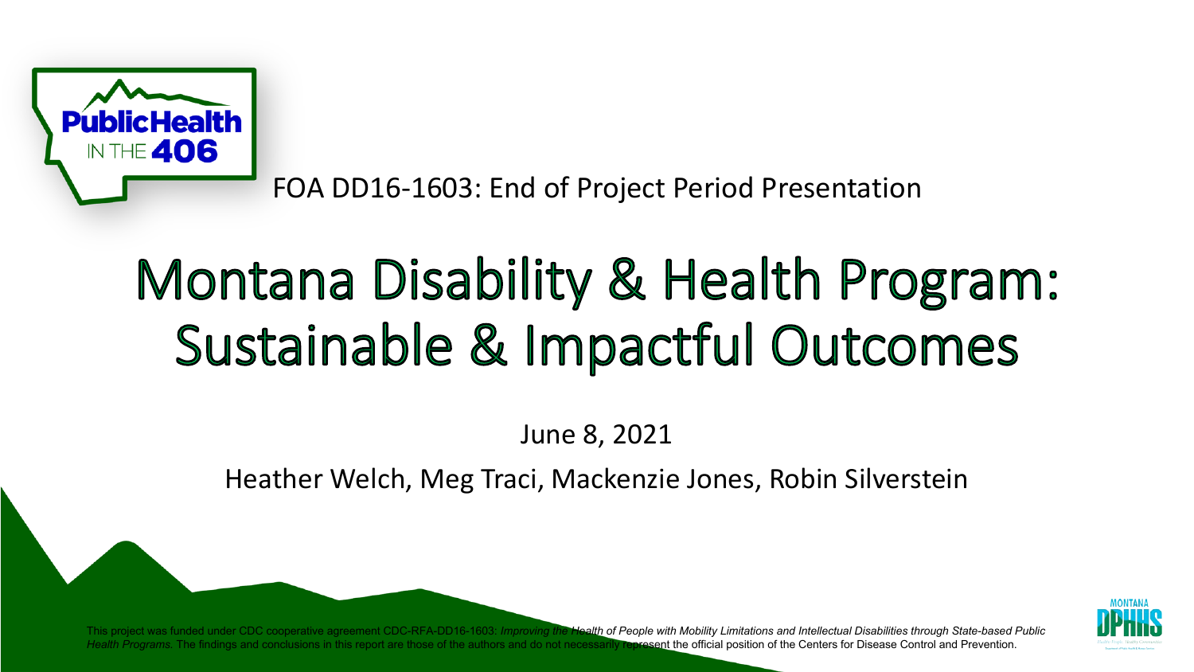Public Health IN THE 406

FOA DD16-1603: End of Project Period Presentation

# Montana Disability & Health Program: Sustainable & Impactful Outcomes

June 8, 2021

Heather Welch, Meg Traci, Mackenzie Jones, Robin Silverstein

This project was funded under CDC cooperative agreement CDC-RFA-DD16-1603: *Improving the Health of People with Mobility Limitations and Intellectual Disabilities through State-based Public Health Programs.* The findings and conclusions in this report are those of the authors and do not necessarily represent the official position of the Centers for Disease Control and Prevention.

MONTANA DPHHS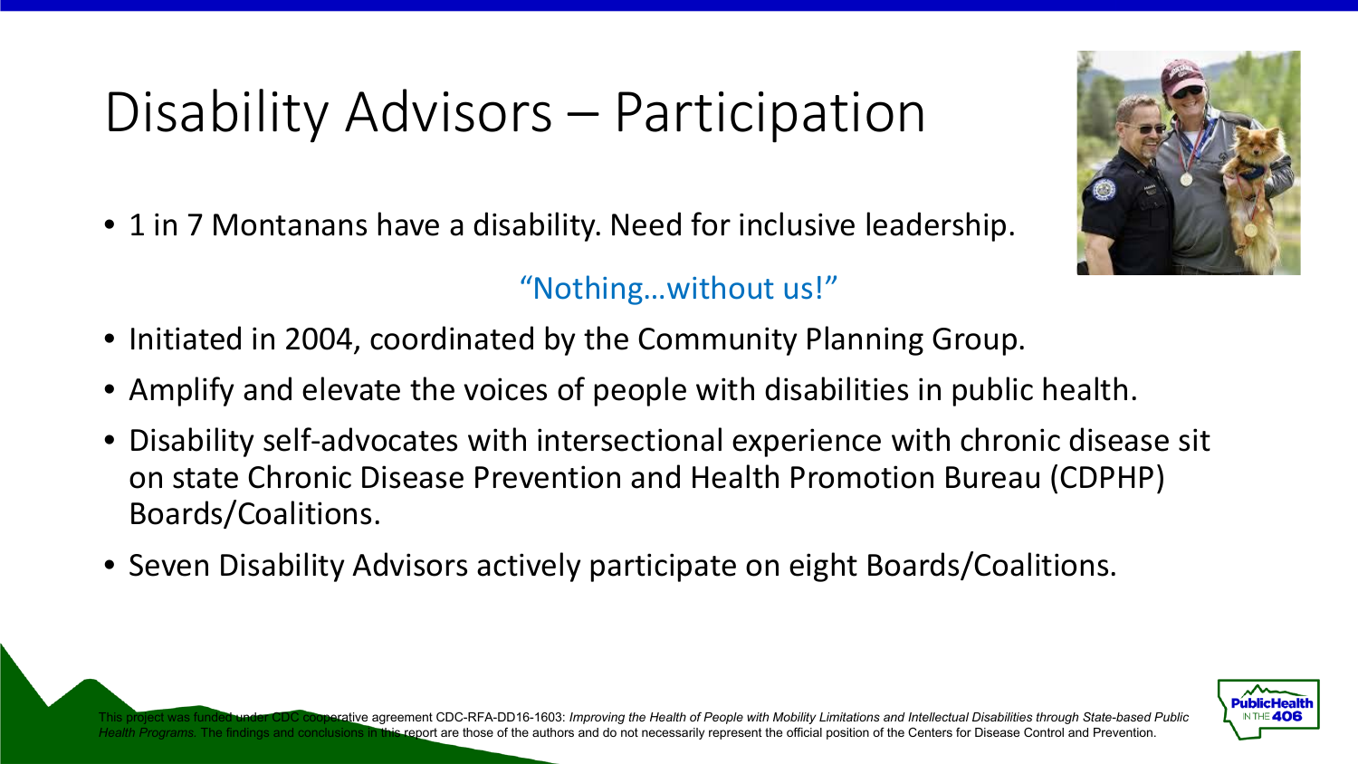# Disability Advisors – Participation

- 1 in 7 Montanans have a disability. Need for inclusive leadership.

"Nothing…without us!"

- Initiated in 2004, coordinated by the Community Planning Group.
- Amplify and elevate the voices of people with disabilities in public health.
- Disability self-advocates with intersectional experience with chronic disease sit on state Chronic Disease Prevention and Health Promotion Bureau (CDPHP) Boards/Coalitions.
- Seven Disability Advisors actively participate on eight Boards/Coalitions.

This project was funded under CDC cooperative agreement CDC-RFA-DD16-1603: *Improving the Health of People with Mobility Limitations and Intellectual Disabilities through State-based Public Health Programs.* The findings and conclusions in this report are those of the authors and do not necessarily represent the official position of the Centers for Disease Control and Prevention.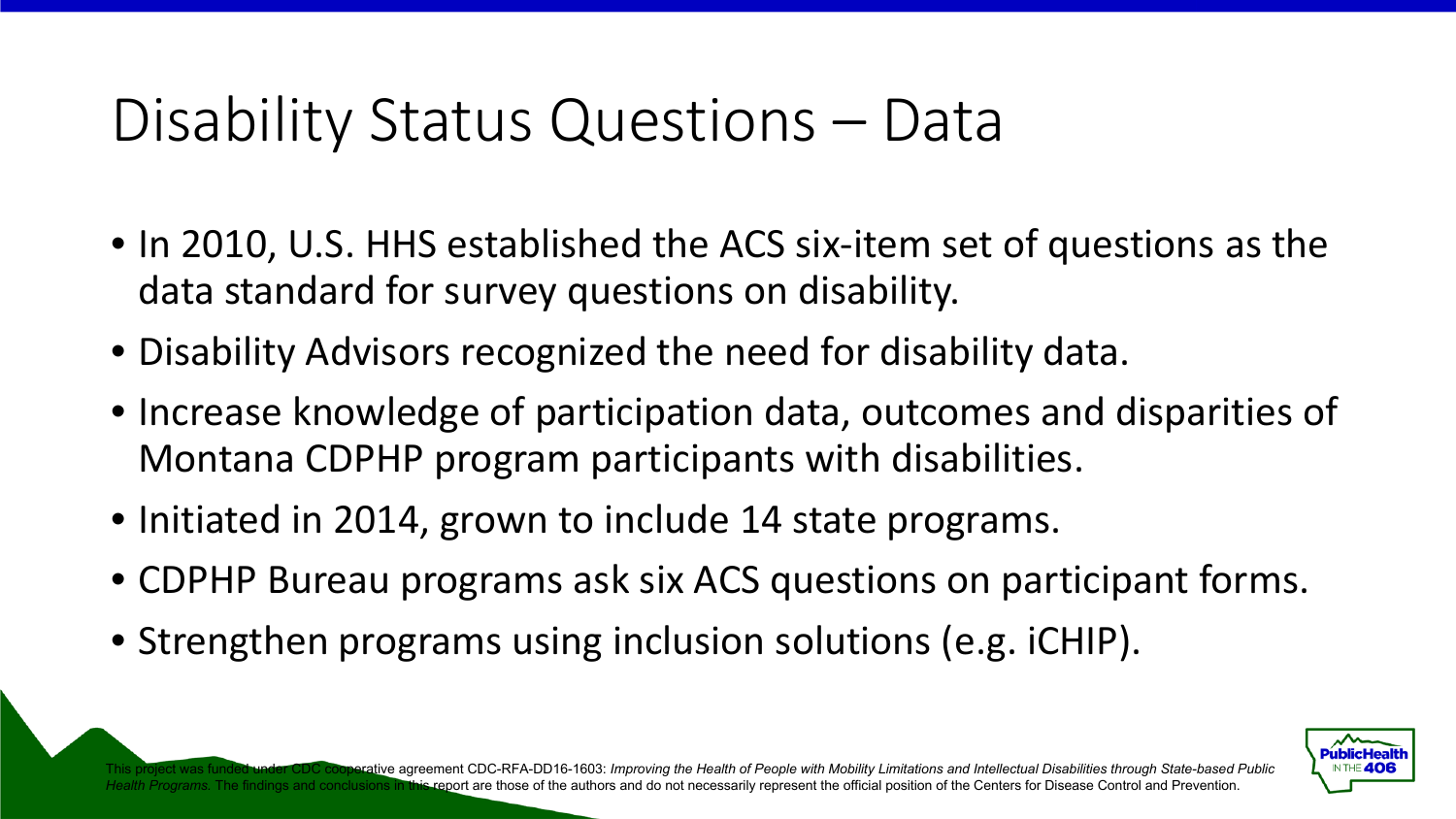# Disability Status Questions – Data

- In 2010, U.S. HHS established the ACS six-item set of questions as the data standard for survey questions on disability.
- Disability Advisors recognized the need for disability data.
- Increase knowledge of participation data, outcomes and disparities of Montana CDPHP program participants with disabilities.
- Initiated in 2014, grown to include 14 state programs.
- CDPHP Bureau programs ask six ACS questions on participant forms.
- Strengthen programs using inclusion solutions (e.g. iCHIP).

This project was funded under CDC cooperative agreement CDC-RFA-DD16-1603: *Improving the Health of People with Mobility Limitations and Intellectual Disabilities through State-based Public Health Programs.* The findings and conclusions in this report are those of the authors and do not necessarily represent the official position of the Centers for Disease Control and Prevention.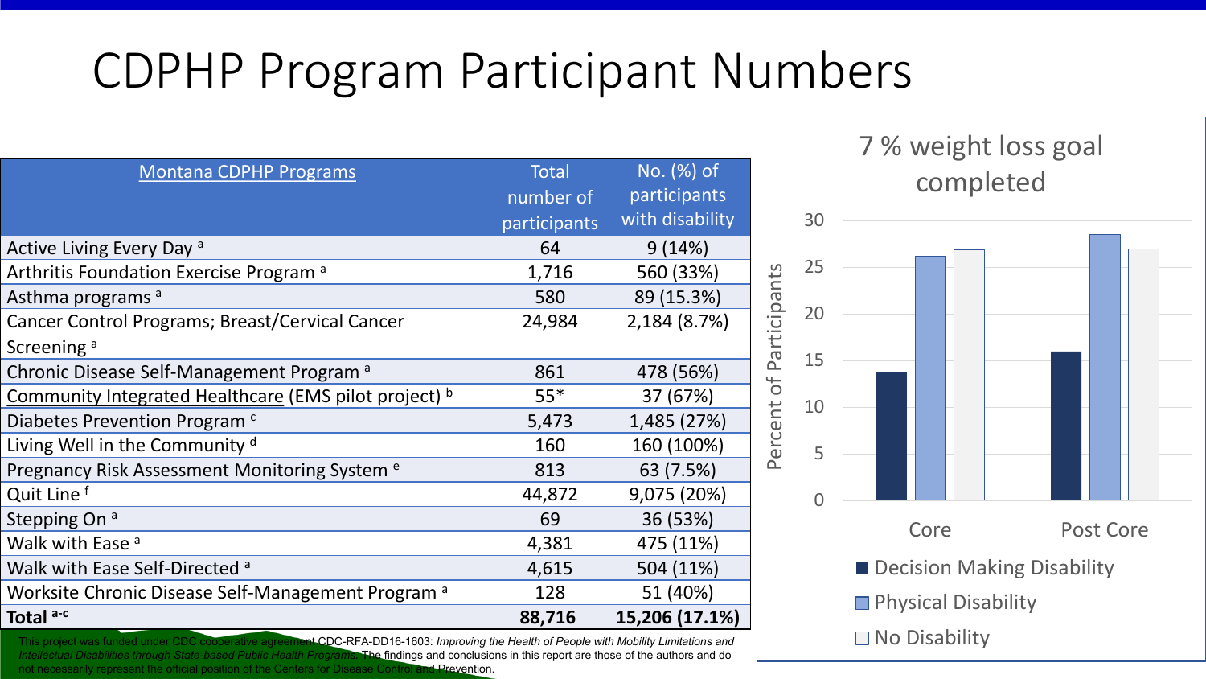# CDPHP Program Participant Numbers

| Montana CDPHP Programs | Total number of participants | No. (%) of participants with disability |
|---|---|---|
| Active Living Every Day [a] | 64 | 9 (14%) |
| Arthritis Foundation Exercise Program [a] | 1,716 | 560 (33%) |
| Asthma programs [a] | 580 | 89 (15.3%) |
| Cancer Control Programs; Breast/Cervical Cancer Screening [a] | 24,984 | 2,184 (8.7%) |
| Chronic Disease Self-Management Program [a] | 861 | 478 (56%) |
| Community Integrated Healthcare (EMS pilot project) [b] | 55* | 37 (67%) |
| Diabetes Prevention Program [c] | 5,473 | 1,485 (27%) |
| Living Well in the Community [d] | 160 | 160 (100%) |
| Pregnancy Risk Assessment Monitoring System [e] | 813 | 63 (7.5%) |
| Quit Line [f] | 44,872 | 9,075 (20%) |
| Stepping On [a] | 69 | 36 (53%) |
| Walk with Ease [a] | 4,381 | 475 (11%) |
| Walk with Ease Self-Directed [a] | 4,615 | 504 (11%) |
| Worksite Chronic Disease Self-Management Program [a] | 128 | 51 (40%) |
| **Total [a-c]** | **88,716** | **15,206 (17.1%)** |

**7 % weight loss goal completed**

| Percent of Participants | Decision Making Disability | Physical Disability | No Disability |
|---|---|---|---|
| Core | 14 | 26 | 27 |
| Post Core | 16 | 28.5 | 27 |

This project was funded under CDC cooperative agreement CDC-RFA-DD16-1603: *Improving the Health of People with Mobility Limitations and Intellectual Disabilities through State-based Public Health Programs.* The findings and conclusions in this report are those of the authors and do not necessarily represent the official position of the Centers for Disease Control and Prevention.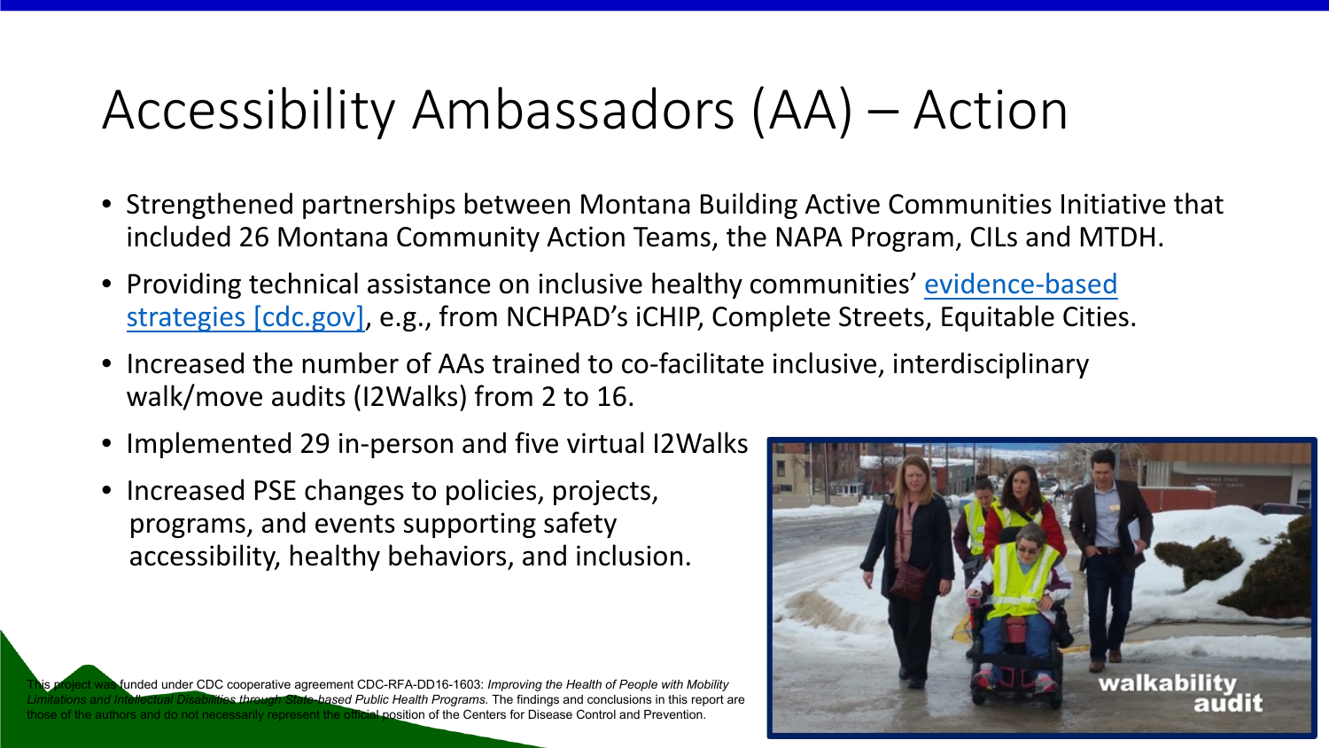# Accessibility Ambassadors (AA) – Action

- Strengthened partnerships between Montana Building Active Communities Initiative that included 26 Montana Community Action Teams, the NAPA Program, CILs and MTDH.
- Providing technical assistance on inclusive healthy communities' [evidence-based strategies [cdc.gov]](), e.g., from NCHPAD's iCHIP, Complete Streets, Equitable Cities.
- Increased the number of AAs trained to co-facilitate inclusive, interdisciplinary walk/move audits (I2Walks) from 2 to 16.
- Implemented 29 in-person and five virtual I2Walks
- Increased PSE changes to policies, projects, programs, and events supporting safety accessibility, healthy behaviors, and inclusion.

This project was funded under CDC cooperative agreement CDC-RFA-DD16-1603: *Improving the Health of People with Mobility Limitations and Intellectual Disabilities through State-based Public Health Programs.* The findings and conclusions in this report are those of the authors and do not necessarily represent the official position of the Centers for Disease Control and Prevention.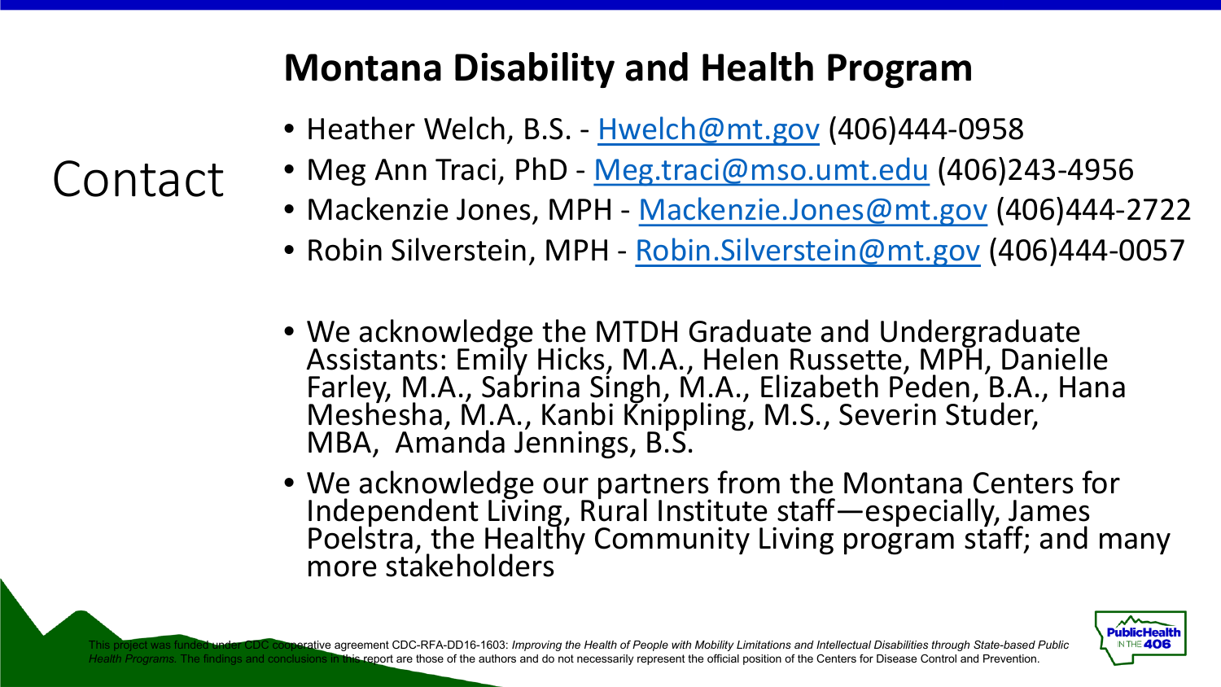# Montana Disability and Health Program

## Contact

- Heather Welch, B.S. - Hwelch@mt.gov (406)444-0958
- Meg Ann Traci, PhD - Meg.traci@mso.umt.edu (406)243-4956
- Mackenzie Jones, MPH - Mackenzie.Jones@mt.gov (406)444-2722
- Robin Silverstein, MPH - Robin.Silverstein@mt.gov (406)444-0057

- We acknowledge the MTDH Graduate and Undergraduate Assistants: Emily Hicks, M.A., Helen Russette, MPH, Danielle Farley, M.A., Sabrina Singh, M.A., Elizabeth Peden, B.A., Hana Meshesha, M.A., Kanbi Knippling, M.S., Severin Studer, MBA, Amanda Jennings, B.S.
- We acknowledge our partners from the Montana Centers for Independent Living, Rural Institute staff—especially, James Poelstra, the Healthy Community Living program staff; and many more stakeholders

This project was funded under CDC cooperative agreement CDC-RFA-DD16-1603: *Improving the Health of People with Mobility Limitations and Intellectual Disabilities through State-based Public Health Programs.* The findings and conclusions in this report are those of the authors and do not necessarily represent the official position of the Centers for Disease Control and Prevention.

PublicHealth IN THE 406